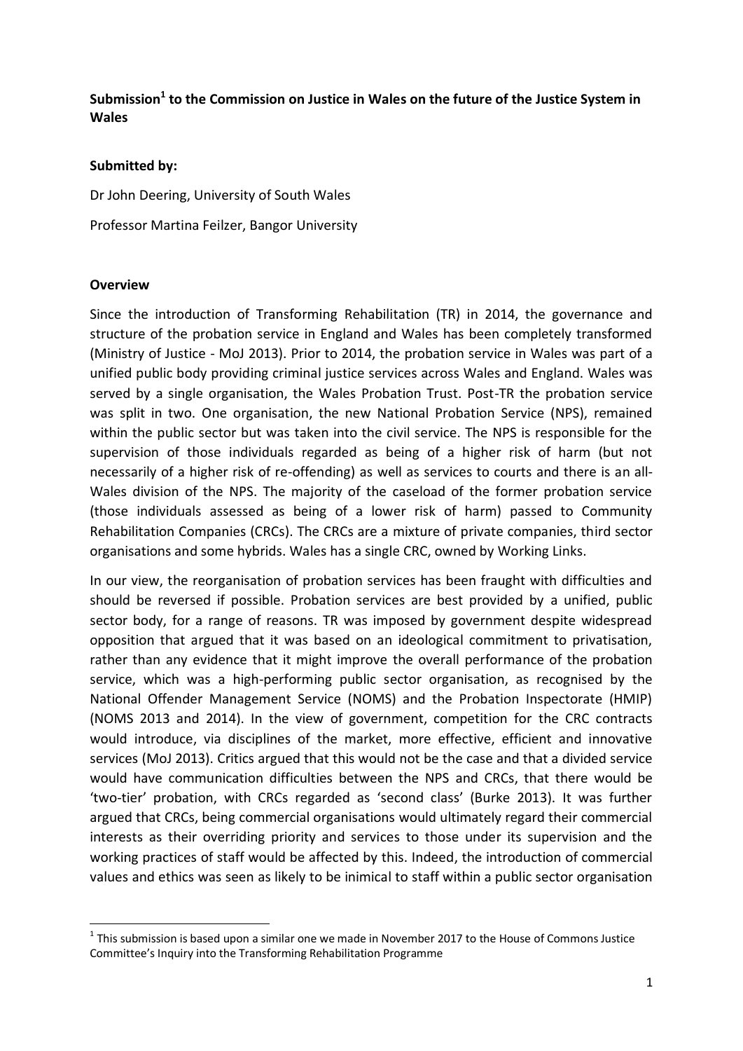**Submission[1] to the Commission on Justice in Wales on the future of the Justice System in Wales**

**Submitted by:**

Dr John Deering, University of South Wales

Professor Martina Feilzer, Bangor University

**Overview**

Since the introduction of Transforming Rehabilitation (TR) in 2014, the governance and structure of the probation service in England and Wales has been completely transformed (Ministry of Justice - MoJ 2013). Prior to 2014, the probation service in Wales was part of a unified public body providing criminal justice services across Wales and England. Wales was served by a single organisation, the Wales Probation Trust. Post-TR the probation service was split in two. One organisation, the new National Probation Service (NPS), remained within the public sector but was taken into the civil service. The NPS is responsible for the supervision of those individuals regarded as being of a higher risk of harm (but not necessarily of a higher risk of re-offending) as well as services to courts and there is an all-Wales division of the NPS. The majority of the caseload of the former probation service (those individuals assessed as being of a lower risk of harm) passed to Community Rehabilitation Companies (CRCs). The CRCs are a mixture of private companies, third sector organisations and some hybrids. Wales has a single CRC, owned by Working Links.

In our view, the reorganisation of probation services has been fraught with difficulties and should be reversed if possible. Probation services are best provided by a unified, public sector body, for a range of reasons. TR was imposed by government despite widespread opposition that argued that it was based on an ideological commitment to privatisation, rather than any evidence that it might improve the overall performance of the probation service, which was a high-performing public sector organisation, as recognised by the National Offender Management Service (NOMS) and the Probation Inspectorate (HMIP) (NOMS 2013 and 2014). In the view of government, competition for the CRC contracts would introduce, via disciplines of the market, more effective, efficient and innovative services (MoJ 2013). Critics argued that this would not be the case and that a divided service would have communication difficulties between the NPS and CRCs, that there would be 'two-tier' probation, with CRCs regarded as 'second class' (Burke 2013). It was further argued that CRCs, being commercial organisations would ultimately regard their commercial interests as their overriding priority and services to those under its supervision and the working practices of staff would be affected by this. Indeed, the introduction of commercial values and ethics was seen as likely to be inimical to staff within a public sector organisation

---

[1] This submission is based upon a similar one we made in November 2017 to the House of Commons Justice Committee's Inquiry into the Transforming Rehabilitation Programme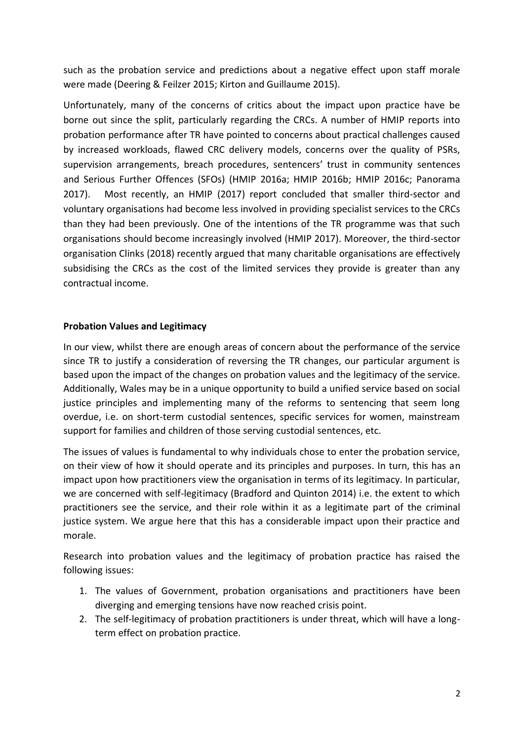such as the probation service and predictions about a negative effect upon staff morale were made (Deering & Feilzer 2015; Kirton and Guillaume 2015).

Unfortunately, many of the concerns of critics about the impact upon practice have be borne out since the split, particularly regarding the CRCs. A number of HMIP reports into probation performance after TR have pointed to concerns about practical challenges caused by increased workloads, flawed CRC delivery models, concerns over the quality of PSRs, supervision arrangements, breach procedures, sentencers' trust in community sentences and Serious Further Offences (SFOs) (HMIP 2016a; HMIP 2016b; HMIP 2016c; Panorama 2017). Most recently, an HMIP (2017) report concluded that smaller third-sector and voluntary organisations had become less involved in providing specialist services to the CRCs than they had been previously. One of the intentions of the TR programme was that such organisations should become increasingly involved (HMIP 2017). Moreover, the third-sector organisation Clinks (2018) recently argued that many charitable organisations are effectively subsidising the CRCs as the cost of the limited services they provide is greater than any contractual income.

## Probation Values and Legitimacy

In our view, whilst there are enough areas of concern about the performance of the service since TR to justify a consideration of reversing the TR changes, our particular argument is based upon the impact of the changes on probation values and the legitimacy of the service. Additionally, Wales may be in a unique opportunity to build a unified service based on social justice principles and implementing many of the reforms to sentencing that seem long overdue, i.e. on short-term custodial sentences, specific services for women, mainstream support for families and children of those serving custodial sentences, etc.

The issues of values is fundamental to why individuals chose to enter the probation service, on their view of how it should operate and its principles and purposes. In turn, this has an impact upon how practitioners view the organisation in terms of its legitimacy. In particular, we are concerned with self-legitimacy (Bradford and Quinton 2014) i.e. the extent to which practitioners see the service, and their role within it as a legitimate part of the criminal justice system. We argue here that this has a considerable impact upon their practice and morale.

Research into probation values and the legitimacy of probation practice has raised the following issues:

1. The values of Government, probation organisations and practitioners have been diverging and emerging tensions have now reached crisis point.
2. The self-legitimacy of probation practitioners is under threat, which will have a long-term effect on probation practice.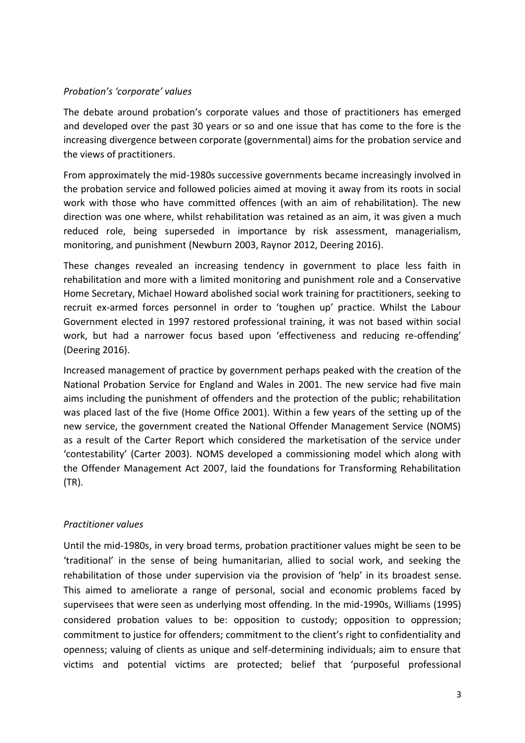*Probation's 'corporate' values*

The debate around probation's corporate values and those of practitioners has emerged and developed over the past 30 years or so and one issue that has come to the fore is the increasing divergence between corporate (governmental) aims for the probation service and the views of practitioners.

From approximately the mid-1980s successive governments became increasingly involved in the probation service and followed policies aimed at moving it away from its roots in social work with those who have committed offences (with an aim of rehabilitation). The new direction was one where, whilst rehabilitation was retained as an aim, it was given a much reduced role, being superseded in importance by risk assessment, managerialism, monitoring, and punishment (Newburn 2003, Raynor 2012, Deering 2016).

These changes revealed an increasing tendency in government to place less faith in rehabilitation and more with a limited monitoring and punishment role and a Conservative Home Secretary, Michael Howard abolished social work training for practitioners, seeking to recruit ex-armed forces personnel in order to 'toughen up' practice. Whilst the Labour Government elected in 1997 restored professional training, it was not based within social work, but had a narrower focus based upon 'effectiveness and reducing re-offending' (Deering 2016).

Increased management of practice by government perhaps peaked with the creation of the National Probation Service for England and Wales in 2001. The new service had five main aims including the punishment of offenders and the protection of the public; rehabilitation was placed last of the five (Home Office 2001). Within a few years of the setting up of the new service, the government created the National Offender Management Service (NOMS) as a result of the Carter Report which considered the marketisation of the service under 'contestability' (Carter 2003). NOMS developed a commissioning model which along with the Offender Management Act 2007, laid the foundations for Transforming Rehabilitation (TR).

*Practitioner values*

Until the mid-1980s, in very broad terms, probation practitioner values might be seen to be 'traditional' in the sense of being humanitarian, allied to social work, and seeking the rehabilitation of those under supervision via the provision of 'help' in its broadest sense. This aimed to ameliorate a range of personal, social and economic problems faced by supervisees that were seen as underlying most offending. In the mid-1990s, Williams (1995) considered probation values to be: opposition to custody; opposition to oppression; commitment to justice for offenders; commitment to the client's right to confidentiality and openness; valuing of clients as unique and self-determining individuals; aim to ensure that victims and potential victims are protected; belief that 'purposeful professional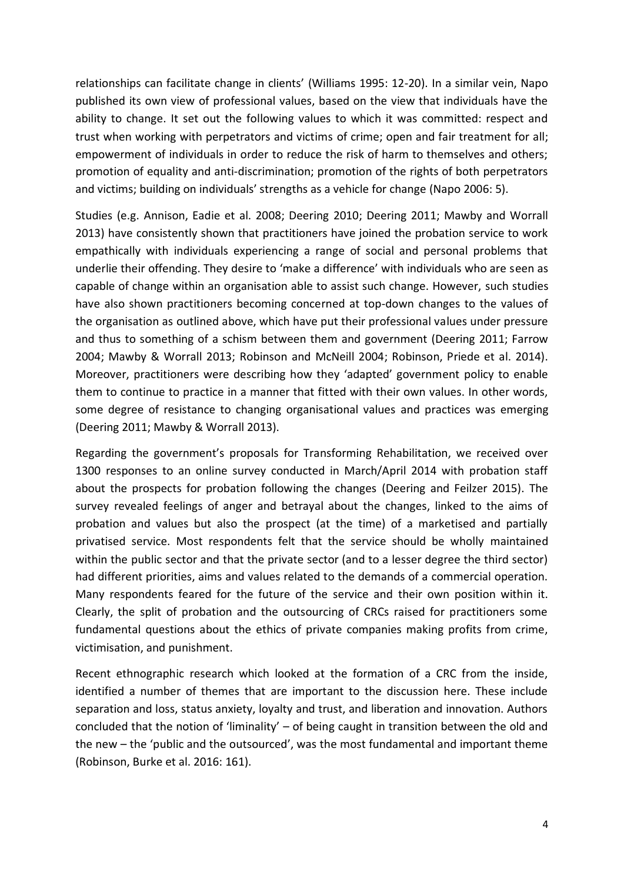relationships can facilitate change in clients' (Williams 1995: 12-20). In a similar vein, Napo published its own view of professional values, based on the view that individuals have the ability to change. It set out the following values to which it was committed: respect and trust when working with perpetrators and victims of crime; open and fair treatment for all; empowerment of individuals in order to reduce the risk of harm to themselves and others; promotion of equality and anti-discrimination; promotion of the rights of both perpetrators and victims; building on individuals' strengths as a vehicle for change (Napo 2006: 5).

Studies (e.g. Annison, Eadie et al. 2008; Deering 2010; Deering 2011; Mawby and Worrall 2013) have consistently shown that practitioners have joined the probation service to work empathically with individuals experiencing a range of social and personal problems that underlie their offending. They desire to 'make a difference' with individuals who are seen as capable of change within an organisation able to assist such change. However, such studies have also shown practitioners becoming concerned at top-down changes to the values of the organisation as outlined above, which have put their professional values under pressure and thus to something of a schism between them and government (Deering 2011; Farrow 2004; Mawby & Worrall 2013; Robinson and McNeill 2004; Robinson, Priede et al. 2014). Moreover, practitioners were describing how they 'adapted' government policy to enable them to continue to practice in a manner that fitted with their own values. In other words, some degree of resistance to changing organisational values and practices was emerging (Deering 2011; Mawby & Worrall 2013).

Regarding the government's proposals for Transforming Rehabilitation, we received over 1300 responses to an online survey conducted in March/April 2014 with probation staff about the prospects for probation following the changes (Deering and Feilzer 2015). The survey revealed feelings of anger and betrayal about the changes, linked to the aims of probation and values but also the prospect (at the time) of a marketised and partially privatised service. Most respondents felt that the service should be wholly maintained within the public sector and that the private sector (and to a lesser degree the third sector) had different priorities, aims and values related to the demands of a commercial operation. Many respondents feared for the future of the service and their own position within it. Clearly, the split of probation and the outsourcing of CRCs raised for practitioners some fundamental questions about the ethics of private companies making profits from crime, victimisation, and punishment.

Recent ethnographic research which looked at the formation of a CRC from the inside, identified a number of themes that are important to the discussion here. These include separation and loss, status anxiety, loyalty and trust, and liberation and innovation. Authors concluded that the notion of 'liminality' – of being caught in transition between the old and the new – the 'public and the outsourced', was the most fundamental and important theme (Robinson, Burke et al. 2016: 161).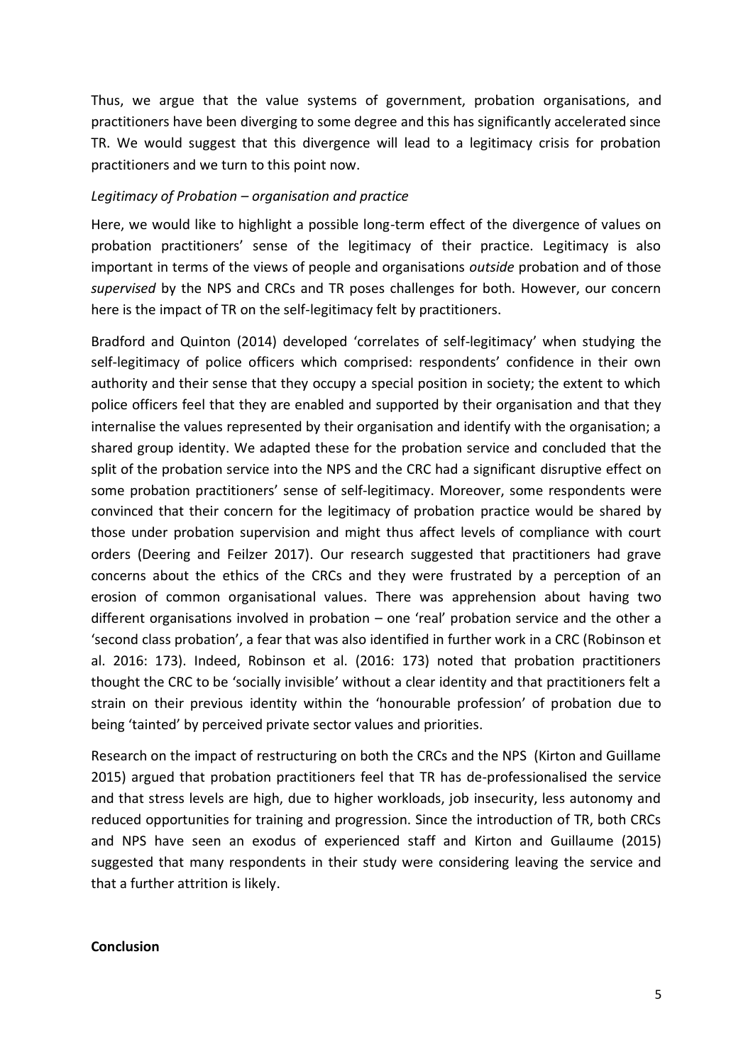Thus, we argue that the value systems of government, probation organisations, and practitioners have been diverging to some degree and this has significantly accelerated since TR. We would suggest that this divergence will lead to a legitimacy crisis for probation practitioners and we turn to this point now.

*Legitimacy of Probation – organisation and practice*

Here, we would like to highlight a possible long-term effect of the divergence of values on probation practitioners' sense of the legitimacy of their practice. Legitimacy is also important in terms of the views of people and organisations *outside* probation and of those *supervised* by the NPS and CRCs and TR poses challenges for both. However, our concern here is the impact of TR on the self-legitimacy felt by practitioners.

Bradford and Quinton (2014) developed 'correlates of self-legitimacy' when studying the self-legitimacy of police officers which comprised: respondents' confidence in their own authority and their sense that they occupy a special position in society; the extent to which police officers feel that they are enabled and supported by their organisation and that they internalise the values represented by their organisation and identify with the organisation; a shared group identity. We adapted these for the probation service and concluded that the split of the probation service into the NPS and the CRC had a significant disruptive effect on some probation practitioners' sense of self-legitimacy. Moreover, some respondents were convinced that their concern for the legitimacy of probation practice would be shared by those under probation supervision and might thus affect levels of compliance with court orders (Deering and Feilzer 2017). Our research suggested that practitioners had grave concerns about the ethics of the CRCs and they were frustrated by a perception of an erosion of common organisational values. There was apprehension about having two different organisations involved in probation – one 'real' probation service and the other a 'second class probation', a fear that was also identified in further work in a CRC (Robinson et al. 2016: 173). Indeed, Robinson et al. (2016: 173) noted that probation practitioners thought the CRC to be 'socially invisible' without a clear identity and that practitioners felt a strain on their previous identity within the 'honourable profession' of probation due to being 'tainted' by perceived private sector values and priorities.

Research on the impact of restructuring on both the CRCs and the NPS (Kirton and Guillame 2015) argued that probation practitioners feel that TR has de-professionalised the service and that stress levels are high, due to higher workloads, job insecurity, less autonomy and reduced opportunities for training and progression. Since the introduction of TR, both CRCs and NPS have seen an exodus of experienced staff and Kirton and Guillaume (2015) suggested that many respondents in their study were considering leaving the service and that a further attrition is likely.

**Conclusion**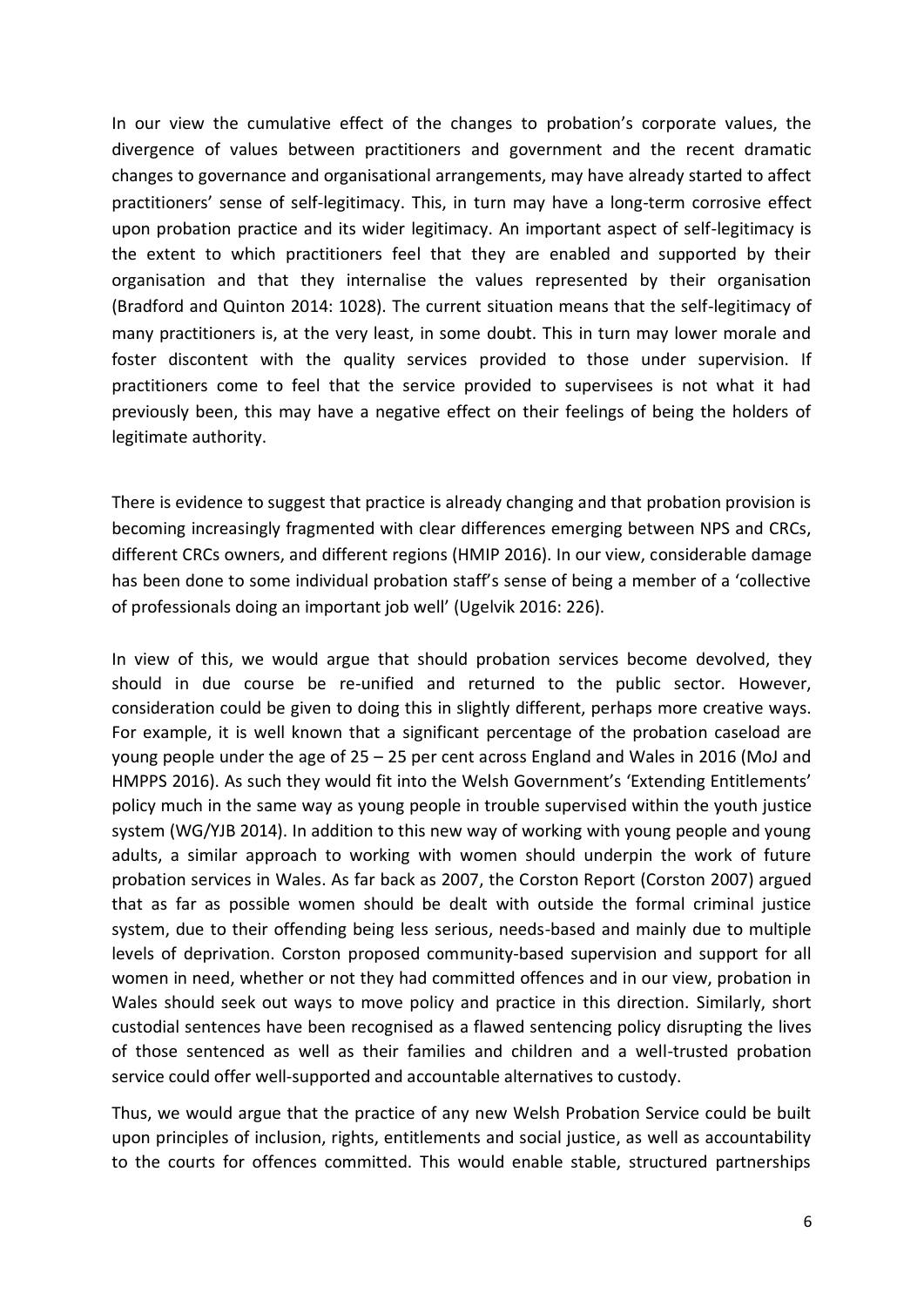In our view the cumulative effect of the changes to probation's corporate values, the divergence of values between practitioners and government and the recent dramatic changes to governance and organisational arrangements, may have already started to affect practitioners' sense of self-legitimacy. This, in turn may have a long-term corrosive effect upon probation practice and its wider legitimacy. An important aspect of self-legitimacy is the extent to which practitioners feel that they are enabled and supported by their organisation and that they internalise the values represented by their organisation (Bradford and Quinton 2014: 1028). The current situation means that the self-legitimacy of many practitioners is, at the very least, in some doubt. This in turn may lower morale and foster discontent with the quality services provided to those under supervision. If practitioners come to feel that the service provided to supervisees is not what it had previously been, this may have a negative effect on their feelings of being the holders of legitimate authority.

There is evidence to suggest that practice is already changing and that probation provision is becoming increasingly fragmented with clear differences emerging between NPS and CRCs, different CRCs owners, and different regions (HMIP 2016). In our view, considerable damage has been done to some individual probation staff's sense of being a member of a 'collective of professionals doing an important job well' (Ugelvik 2016: 226).

In view of this, we would argue that should probation services become devolved, they should in due course be re-unified and returned to the public sector. However, consideration could be given to doing this in slightly different, perhaps more creative ways. For example, it is well known that a significant percentage of the probation caseload are young people under the age of 25 – 25 per cent across England and Wales in 2016 (MoJ and HMPPS 2016). As such they would fit into the Welsh Government's 'Extending Entitlements' policy much in the same way as young people in trouble supervised within the youth justice system (WG/YJB 2014). In addition to this new way of working with young people and young adults, a similar approach to working with women should underpin the work of future probation services in Wales. As far back as 2007, the Corston Report (Corston 2007) argued that as far as possible women should be dealt with outside the formal criminal justice system, due to their offending being less serious, needs-based and mainly due to multiple levels of deprivation. Corston proposed community-based supervision and support for all women in need, whether or not they had committed offences and in our view, probation in Wales should seek out ways to move policy and practice in this direction. Similarly, short custodial sentences have been recognised as a flawed sentencing policy disrupting the lives of those sentenced as well as their families and children and a well-trusted probation service could offer well-supported and accountable alternatives to custody.

Thus, we would argue that the practice of any new Welsh Probation Service could be built upon principles of inclusion, rights, entitlements and social justice, as well as accountability to the courts for offences committed. This would enable stable, structured partnerships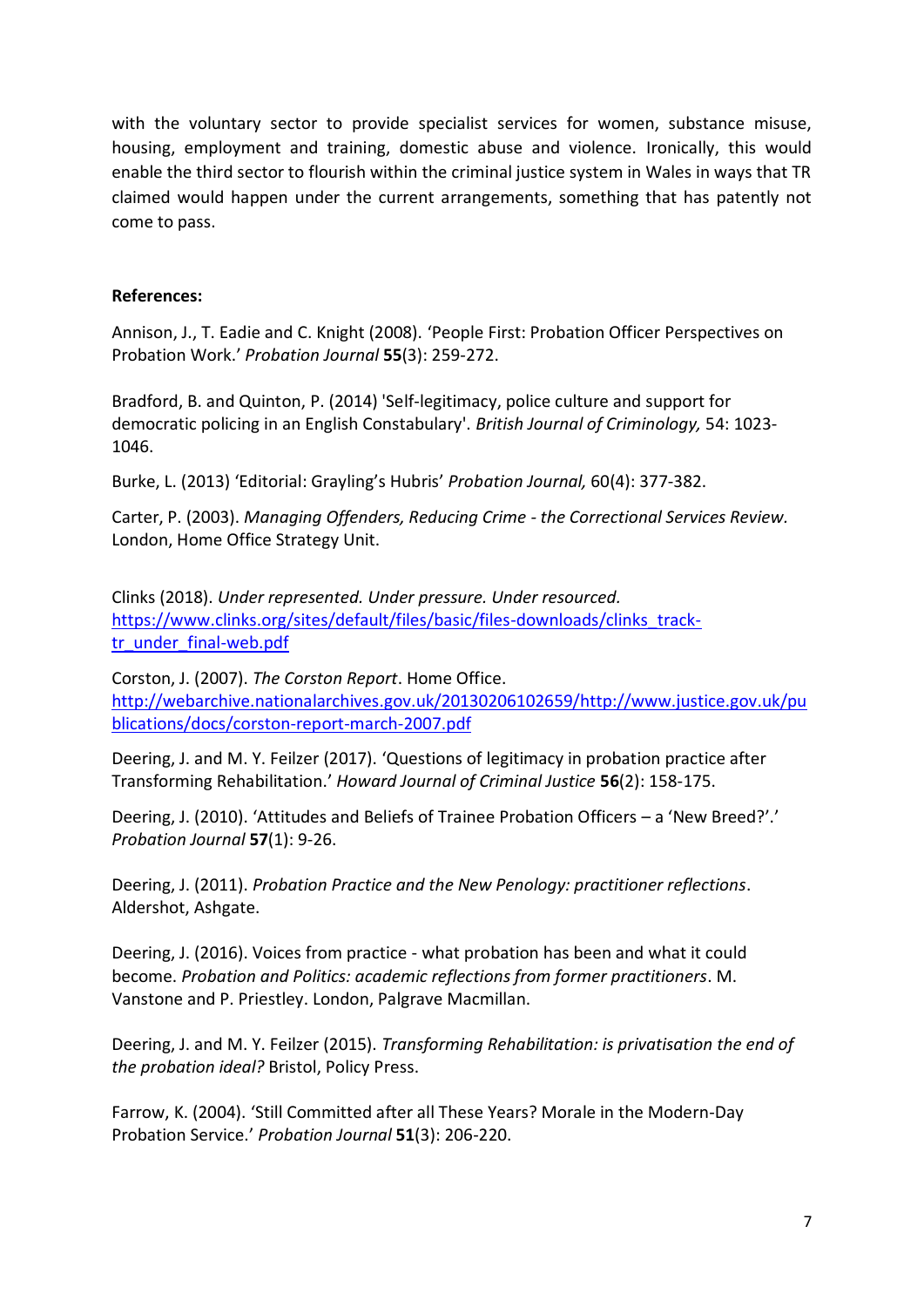with the voluntary sector to provide specialist services for women, substance misuse, housing, employment and training, domestic abuse and violence. Ironically, this would enable the third sector to flourish within the criminal justice system in Wales in ways that TR claimed would happen under the current arrangements, something that has patently not come to pass.

**References:**

Annison, J., T. Eadie and C. Knight (2008). 'People First: Probation Officer Perspectives on Probation Work.' *Probation Journal* **55**(3): 259-272.

Bradford, B. and Quinton, P. (2014) 'Self-legitimacy, police culture and support for democratic policing in an English Constabulary'. *British Journal of Criminology,* 54: 1023-1046.

Burke, L. (2013) 'Editorial: Grayling's Hubris' *Probation Journal,* 60(4): 377-382.

Carter, P. (2003). *Managing Offenders, Reducing Crime - the Correctional Services Review.* London, Home Office Strategy Unit.

Clinks (2018). *Under represented. Under pressure. Under resourced.* [https://www.clinks.org/sites/default/files/basic/files-downloads/clinks_track-tr_under_final-web.pdf](https://www.clinks.org/sites/default/files/basic/files-downloads/clinks_track-tr_under_final-web.pdf)

Corston, J. (2007). *The Corston Report*. Home Office. [http://webarchive.nationalarchives.gov.uk/20130206102659/http://www.justice.gov.uk/publications/docs/corston-report-march-2007.pdf](http://webarchive.nationalarchives.gov.uk/20130206102659/http://www.justice.gov.uk/publications/docs/corston-report-march-2007.pdf)

Deering, J. and M. Y. Feilzer (2017). 'Questions of legitimacy in probation practice after Transforming Rehabilitation.' *Howard Journal of Criminal Justice* **56**(2): 158-175.

Deering, J. (2010). 'Attitudes and Beliefs of Trainee Probation Officers – a 'New Breed?'.' *Probation Journal* **57**(1): 9-26.

Deering, J. (2011). *Probation Practice and the New Penology: practitioner reflections*. Aldershot, Ashgate.

Deering, J. (2016). Voices from practice - what probation has been and what it could become. *Probation and Politics: academic reflections from former practitioners*. M. Vanstone and P. Priestley. London, Palgrave Macmillan.

Deering, J. and M. Y. Feilzer (2015). *Transforming Rehabilitation: is privatisation the end of the probation ideal?* Bristol, Policy Press.

Farrow, K. (2004). 'Still Committed after all These Years? Morale in the Modern-Day Probation Service.' *Probation Journal* **51**(3): 206-220.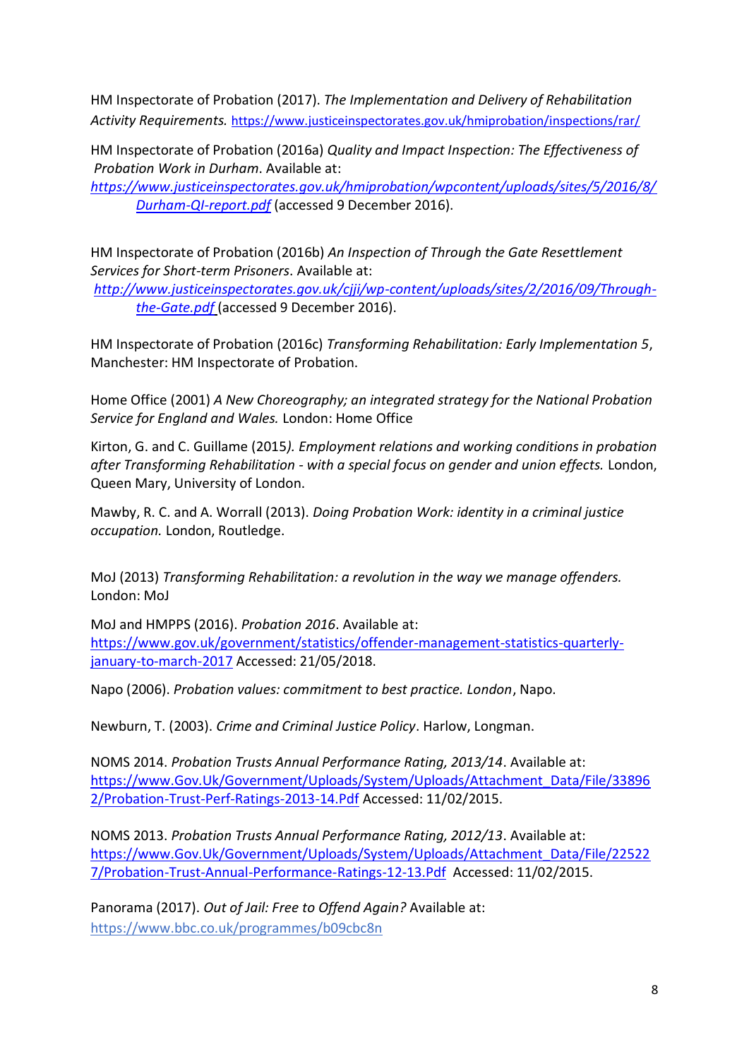HM Inspectorate of Probation (2017). *The Implementation and Delivery of Rehabilitation Activity Requirements.* https://www.justiceinspectorates.gov.uk/hmiprobation/inspections/rar/

HM Inspectorate of Probation (2016a) *Quality and Impact Inspection: The Effectiveness of Probation Work in Durham*. Available at: *https://www.justiceinspectorates.gov.uk/hmiprobation/wpcontent/uploads/sites/5/2016/8/Durham-QI-report.pdf* (accessed 9 December 2016).

HM Inspectorate of Probation (2016b) *An Inspection of Through the Gate Resettlement Services for Short-term Prisoners*. Available at: *http://www.justiceinspectorates.gov.uk/cjji/wp-content/uploads/sites/2/2016/09/Through-the-Gate.pdf* (accessed 9 December 2016).

HM Inspectorate of Probation (2016c) *Transforming Rehabilitation: Early Implementation 5*, Manchester: HM Inspectorate of Probation.

Home Office (2001) *A New Choreography; an integrated strategy for the National Probation Service for England and Wales.* London: Home Office

Kirton, G. and C. Guillame (2015*). Employment relations and working conditions in probation after Transforming Rehabilitation - with a special focus on gender and union effects.* London, Queen Mary, University of London.

Mawby, R. C. and A. Worrall (2013). *Doing Probation Work: identity in a criminal justice occupation.* London, Routledge.

MoJ (2013) *Transforming Rehabilitation: a revolution in the way we manage offenders.* London: MoJ

MoJ and HMPPS (2016). *Probation 2016*. Available at: https://www.gov.uk/government/statistics/offender-management-statistics-quarterly-january-to-march-2017 Accessed: 21/05/2018.

Napo (2006). *Probation values: commitment to best practice. London*, Napo.

Newburn, T. (2003). *Crime and Criminal Justice Policy*. Harlow, Longman.

NOMS 2014. *Probation Trusts Annual Performance Rating, 2013/14*. Available at: https://www.Gov.Uk/Government/Uploads/System/Uploads/Attachment_Data/File/338962/Probation-Trust-Perf-Ratings-2013-14.Pdf Accessed: 11/02/2015.

NOMS 2013. *Probation Trusts Annual Performance Rating, 2012/13*. Available at: https://www.Gov.Uk/Government/Uploads/System/Uploads/Attachment_Data/File/225227/Probation-Trust-Annual-Performance-Ratings-12-13.Pdf Accessed: 11/02/2015.

Panorama (2017). *Out of Jail: Free to Offend Again?* Available at: https://www.bbc.co.uk/programmes/b09cbc8n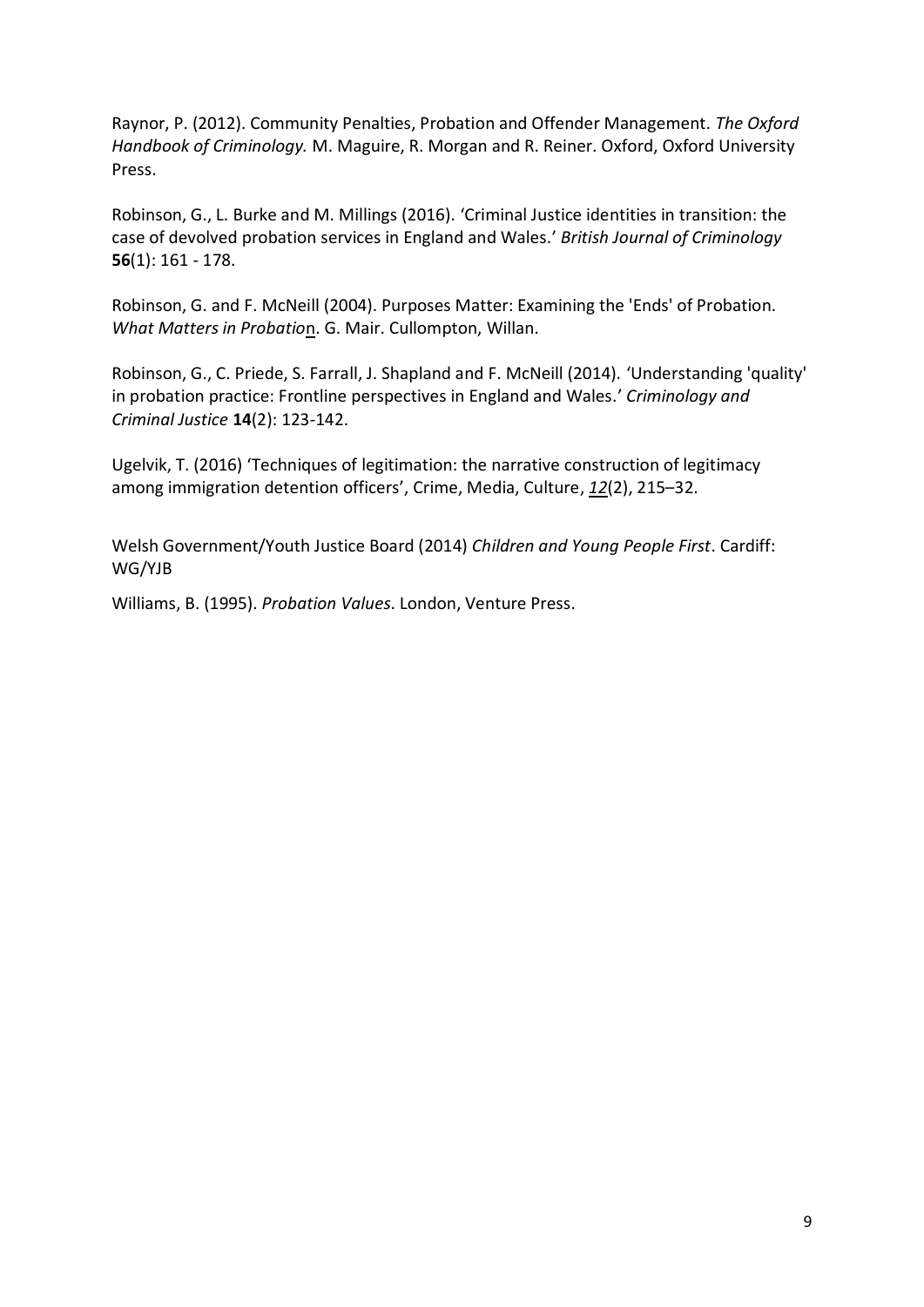Raynor, P. (2012). Community Penalties, Probation and Offender Management. *The Oxford Handbook of Criminology.* M. Maguire, R. Morgan and R. Reiner. Oxford, Oxford University Press.

Robinson, G., L. Burke and M. Millings (2016). 'Criminal Justice identities in transition: the case of devolved probation services in England and Wales.' *British Journal of Criminology* **56**(1): 161 - 178.

Robinson, G. and F. McNeill (2004). Purposes Matter: Examining the 'Ends' of Probation. *What Matters in Probation*. G. Mair. Cullompton, Willan.

Robinson, G., C. Priede, S. Farrall, J. Shapland and F. McNeill (2014). 'Understanding 'quality' in probation practice: Frontline perspectives in England and Wales.' *Criminology and Criminal Justice* **14**(2): 123-142.

Ugelvik, T. (2016) 'Techniques of legitimation: the narrative construction of legitimacy among immigration detention officers', Crime, Media, Culture, *12*(2), 215–32.

Welsh Government/Youth Justice Board (2014) *Children and Young People First*. Cardiff: WG/YJB

Williams, B. (1995). *Probation Values*. London, Venture Press.